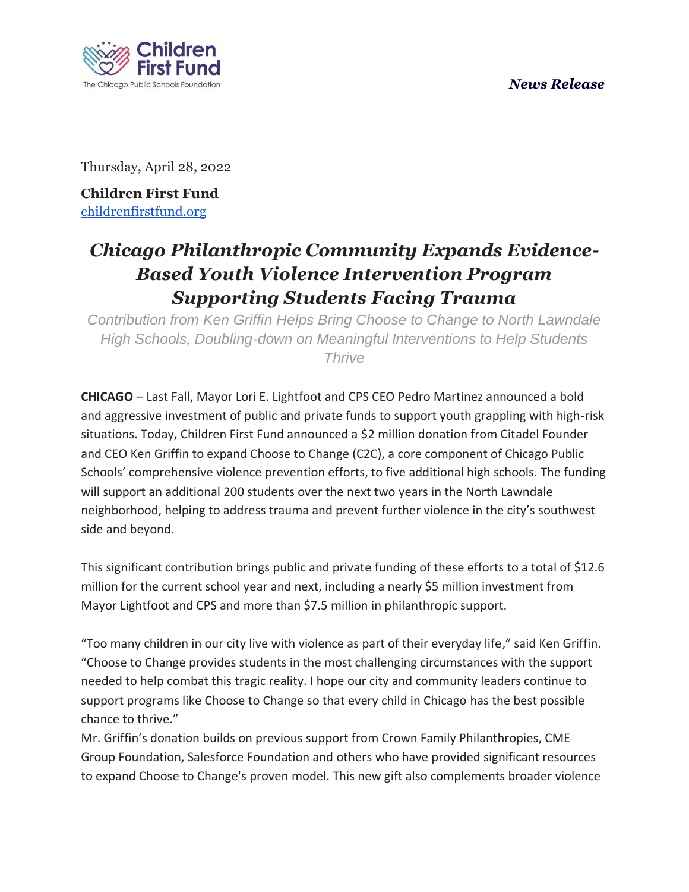Children First Fund
The Chicago Public Schools Foundation

***News Release***

Thursday, April 28, 2022

**Children First Fund**
[childrenfirstfund.org](childrenfirstfund.org)

# *Chicago Philanthropic Community Expands Evidence-Based Youth Violence Intervention Program Supporting Students Facing Trauma*

*Contribution from Ken Griffin Helps Bring Choose to Change to North Lawndale High Schools, Doubling-down on Meaningful Interventions to Help Students Thrive*

**CHICAGO** – Last Fall, Mayor Lori E. Lightfoot and CPS CEO Pedro Martinez announced a bold and aggressive investment of public and private funds to support youth grappling with high-risk situations. Today, Children First Fund announced a $2 million donation from Citadel Founder and CEO Ken Griffin to expand Choose to Change (C2C), a core component of Chicago Public Schools' comprehensive violence prevention efforts, to five additional high schools. The funding will support an additional 200 students over the next two years in the North Lawndale neighborhood, helping to address trauma and prevent further violence in the city's southwest side and beyond.

This significant contribution brings public and private funding of these efforts to a total of $12.6 million for the current school year and next, including a nearly $5 million investment from Mayor Lightfoot and CPS and more than $7.5 million in philanthropic support.

"Too many children in our city live with violence as part of their everyday life," said Ken Griffin. "Choose to Change provides students in the most challenging circumstances with the support needed to help combat this tragic reality. I hope our city and community leaders continue to support programs like Choose to Change so that every child in Chicago has the best possible chance to thrive."

Mr. Griffin's donation builds on previous support from Crown Family Philanthropies, CME Group Foundation, Salesforce Foundation and others who have provided significant resources to expand Choose to Change's proven model. This new gift also complements broader violence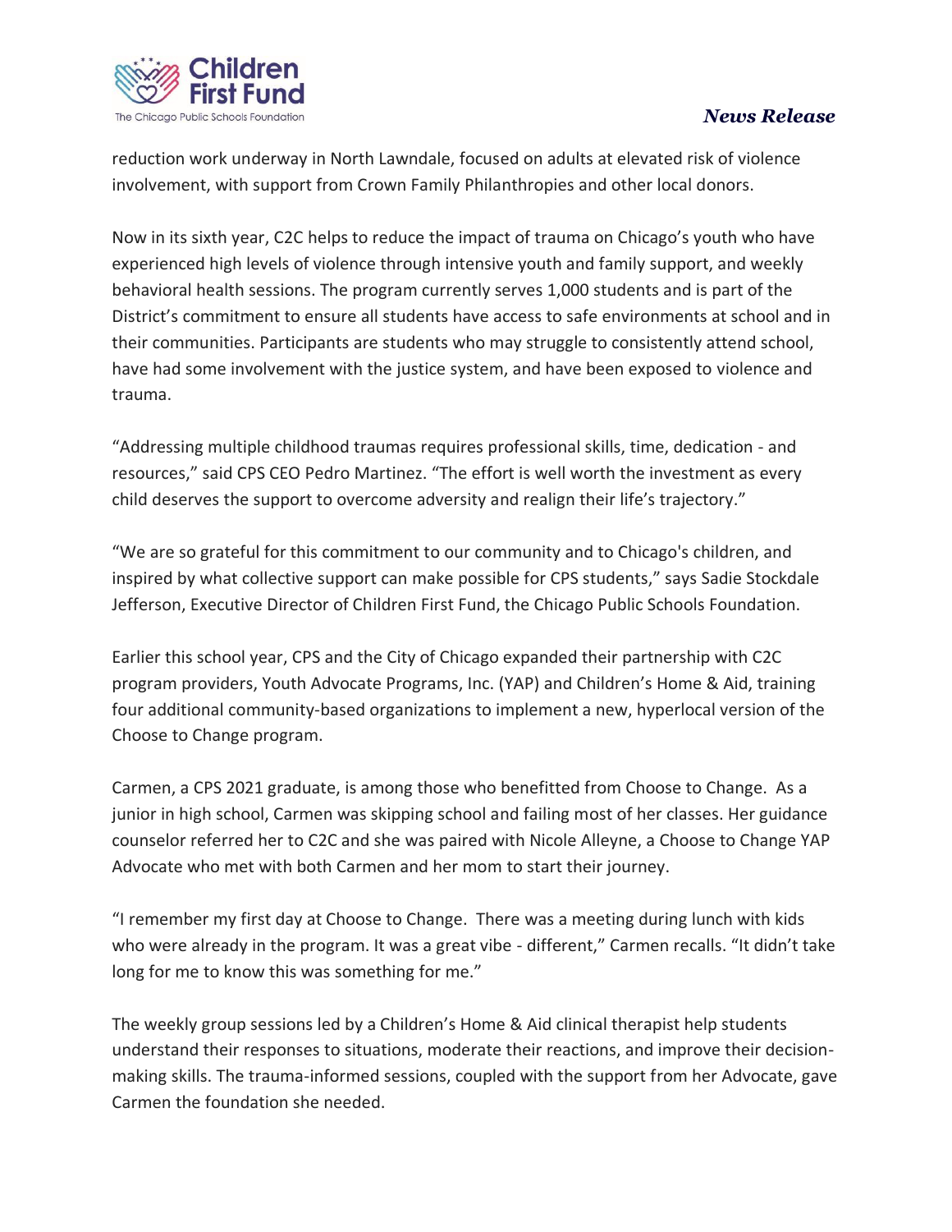reduction work underway in North Lawndale, focused on adults at elevated risk of violence involvement, with support from Crown Family Philanthropies and other local donors.

Now in its sixth year, C2C helps to reduce the impact of trauma on Chicago's youth who have experienced high levels of violence through intensive youth and family support, and weekly behavioral health sessions. The program currently serves 1,000 students and is part of the District's commitment to ensure all students have access to safe environments at school and in their communities. Participants are students who may struggle to consistently attend school, have had some involvement with the justice system, and have been exposed to violence and trauma.

"Addressing multiple childhood traumas requires professional skills, time, dedication - and resources," said CPS CEO Pedro Martinez. "The effort is well worth the investment as every child deserves the support to overcome adversity and realign their life's trajectory."

"We are so grateful for this commitment to our community and to Chicago's children, and inspired by what collective support can make possible for CPS students," says Sadie Stockdale Jefferson, Executive Director of Children First Fund, the Chicago Public Schools Foundation.

Earlier this school year, CPS and the City of Chicago expanded their partnership with C2C program providers, Youth Advocate Programs, Inc. (YAP) and Children's Home & Aid, training four additional community-based organizations to implement a new, hyperlocal version of the Choose to Change program.

Carmen, a CPS 2021 graduate, is among those who benefitted from Choose to Change. As a junior in high school, Carmen was skipping school and failing most of her classes. Her guidance counselor referred her to C2C and she was paired with Nicole Alleyne, a Choose to Change YAP Advocate who met with both Carmen and her mom to start their journey.

"I remember my first day at Choose to Change. There was a meeting during lunch with kids who were already in the program. It was a great vibe - different," Carmen recalls. "It didn't take long for me to know this was something for me."

The weekly group sessions led by a Children's Home & Aid clinical therapist help students understand their responses to situations, moderate their reactions, and improve their decision-making skills. The trauma-informed sessions, coupled with the support from her Advocate, gave Carmen the foundation she needed.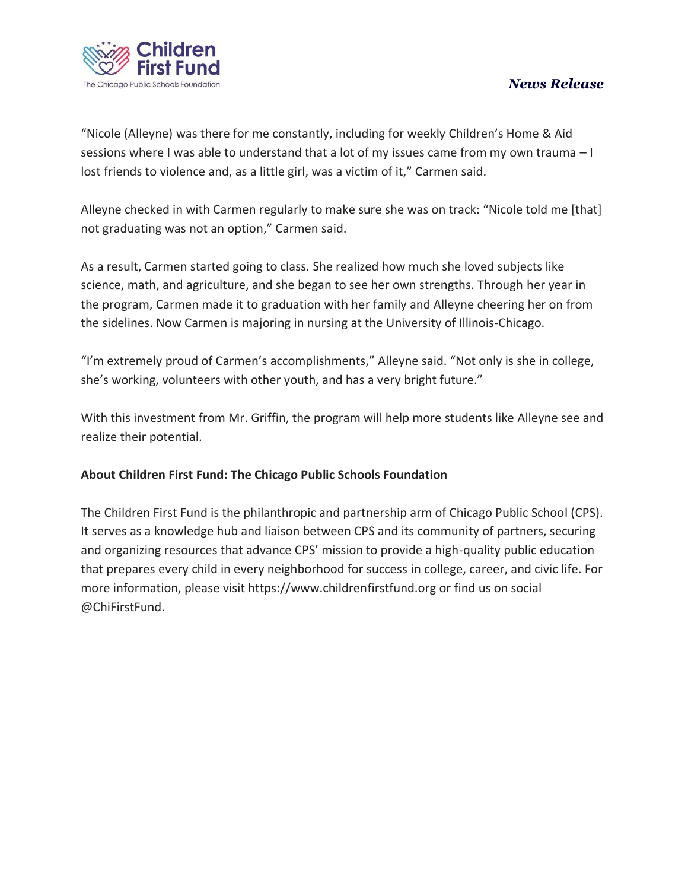"Nicole (Alleyne) was there for me constantly, including for weekly Children's Home & Aid sessions where I was able to understand that a lot of my issues came from my own trauma – I lost friends to violence and, as a little girl, was a victim of it," Carmen said.

Alleyne checked in with Carmen regularly to make sure she was on track: "Nicole told me [that] not graduating was not an option," Carmen said.

As a result, Carmen started going to class. She realized how much she loved subjects like science, math, and agriculture, and she began to see her own strengths. Through her year in the program, Carmen made it to graduation with her family and Alleyne cheering her on from the sidelines. Now Carmen is majoring in nursing at the University of Illinois-Chicago.

"I'm extremely proud of Carmen's accomplishments," Alleyne said. "Not only is she in college, she's working, volunteers with other youth, and has a very bright future."

With this investment from Mr. Griffin, the program will help more students like Alleyne see and realize their potential.

**About Children First Fund: The Chicago Public Schools Foundation**

The Children First Fund is the philanthropic and partnership arm of Chicago Public School (CPS). It serves as a knowledge hub and liaison between CPS and its community of partners, securing and organizing resources that advance CPS' mission to provide a high-quality public education that prepares every child in every neighborhood for success in college, career, and civic life. For more information, please visit https://www.childrenfirstfund.org or find us on social @ChiFirstFund.